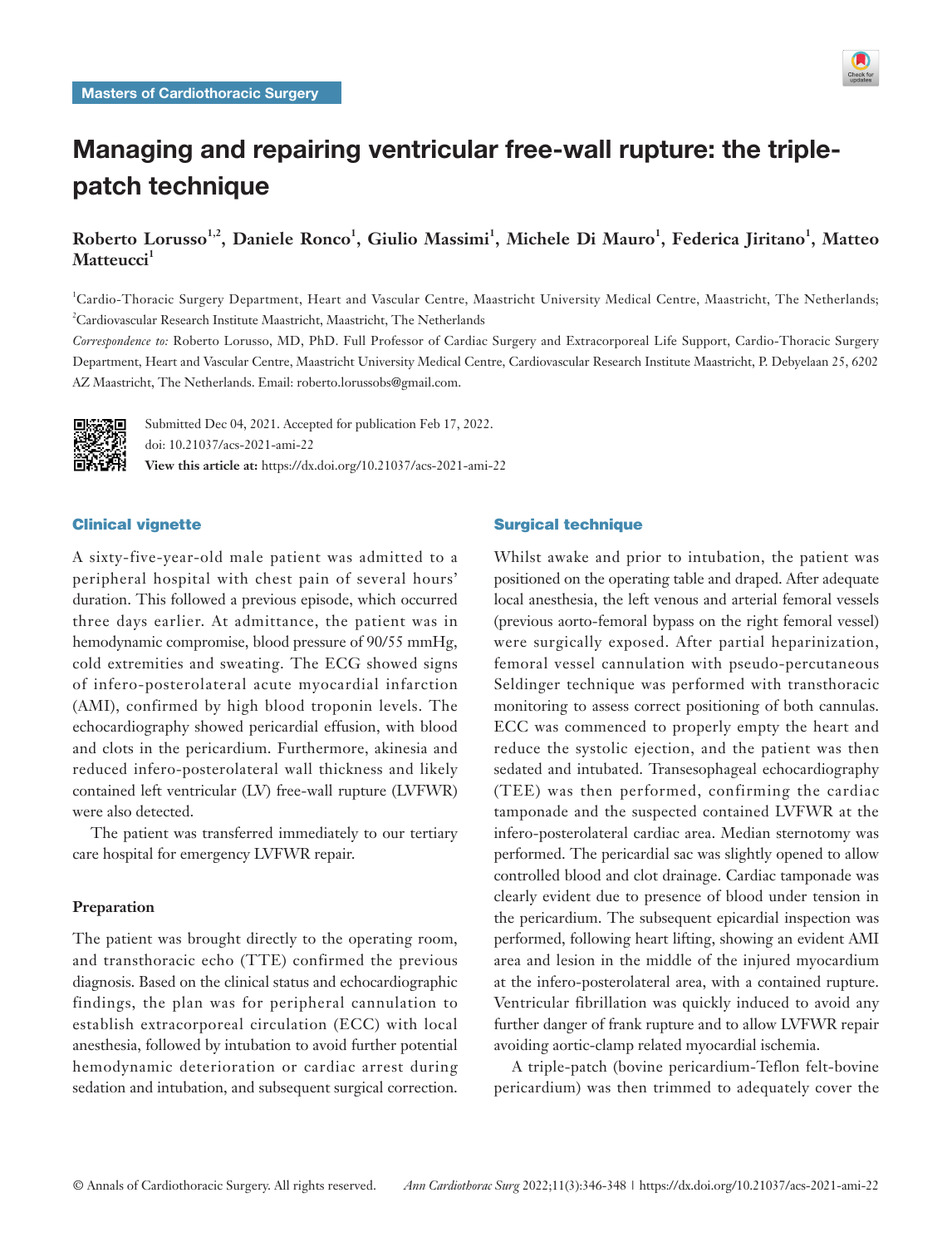Masters of Cardiothoracic Surgery

# Managing and repairing ventricular free-wall rupture: the triple-patch technique

**Roberto Lorusso[1,2], Daniele Ronco[1], Giulio Massimi[1], Michele Di Mauro[1], Federica Jiritano[1], Matteo Matteucci[1]**

[1]Cardio-Thoracic Surgery Department, Heart and Vascular Centre, Maastricht University Medical Centre, Maastricht, The Netherlands; [2]Cardiovascular Research Institute Maastricht, Maastricht, The Netherlands

*Correspondence to:* Roberto Lorusso, MD, PhD. Full Professor of Cardiac Surgery and Extracorporeal Life Support, Cardio-Thoracic Surgery Department, Heart and Vascular Centre, Maastricht University Medical Centre, Cardiovascular Research Institute Maastricht, P. Debyelaan 25, 6202 AZ Maastricht, The Netherlands. Email: roberto.lorussobs@gmail.com.

Submitted Dec 04, 2021. Accepted for publication Feb 17, 2022.
doi: 10.21037/acs-2021-ami-22
**View this article at:** https://dx.doi.org/10.21037/acs-2021-ami-22

## Clinical vignette

A sixty-five-year-old male patient was admitted to a peripheral hospital with chest pain of several hours' duration. This followed a previous episode, which occurred three days earlier. At admittance, the patient was in hemodynamic compromise, blood pressure of 90/55 mmHg, cold extremities and sweating. The ECG showed signs of infero-posterolateral acute myocardial infarction (AMI), confirmed by high blood troponin levels. The echocardiography showed pericardial effusion, with blood and clots in the pericardium. Furthermore, akinesia and reduced infero-posterolateral wall thickness and likely contained left ventricular (LV) free-wall rupture (LVFWR) were also detected.

The patient was transferred immediately to our tertiary care hospital for emergency LVFWR repair.

### Preparation

The patient was brought directly to the operating room, and transthoracic echo (TTE) confirmed the previous diagnosis. Based on the clinical status and echocardiographic findings, the plan was for peripheral cannulation to establish extracorporeal circulation (ECC) with local anesthesia, followed by intubation to avoid further potential hemodynamic deterioration or cardiac arrest during sedation and intubation, and subsequent surgical correction.

## Surgical technique

Whilst awake and prior to intubation, the patient was positioned on the operating table and draped. After adequate local anesthesia, the left venous and arterial femoral vessels (previous aorto-femoral bypass on the right femoral vessel) were surgically exposed. After partial heparinization, femoral vessel cannulation with pseudo-percutaneous Seldinger technique was performed with transthoracic monitoring to assess correct positioning of both cannulas. ECC was commenced to properly empty the heart and reduce the systolic ejection, and the patient was then sedated and intubated. Transesophageal echocardiography (TEE) was then performed, confirming the cardiac tamponade and the suspected contained LVFWR at the infero-posterolateral cardiac area. Median sternotomy was performed. The pericardial sac was slightly opened to allow controlled blood and clot drainage. Cardiac tamponade was clearly evident due to presence of blood under tension in the pericardium. The subsequent epicardial inspection was performed, following heart lifting, showing an evident AMI area and lesion in the middle of the injured myocardium at the infero-posterolateral area, with a contained rupture. Ventricular fibrillation was quickly induced to avoid any further danger of frank rupture and to allow LVFWR repair avoiding aortic-clamp related myocardial ischemia.

A triple-patch (bovine pericardium-Teflon felt-bovine pericardium) was then trimmed to adequately cover the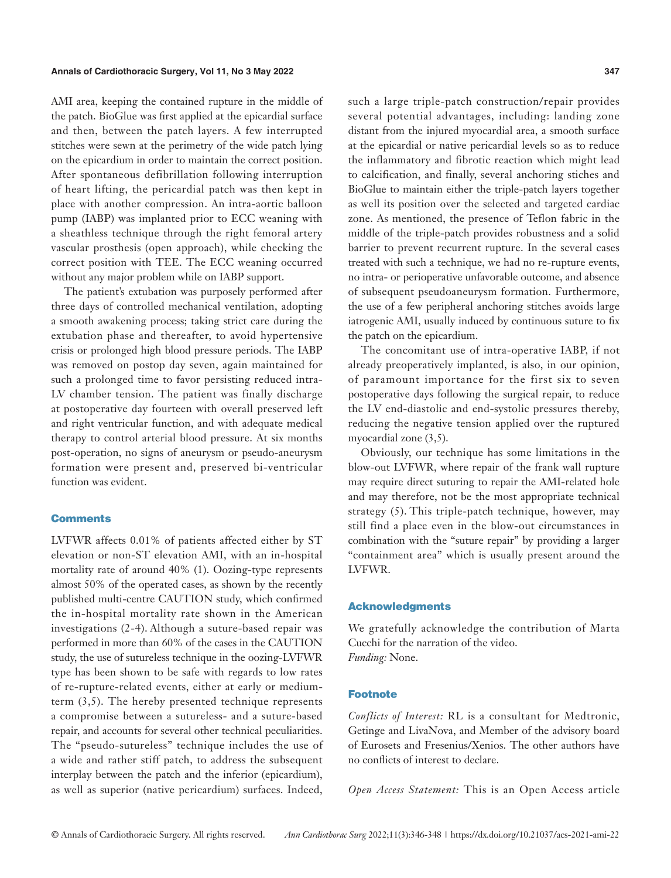AMI area, keeping the contained rupture in the middle of the patch. BioGlue was first applied at the epicardial surface and then, between the patch layers. A few interrupted stitches were sewn at the perimetry of the wide patch lying on the epicardium in order to maintain the correct position. After spontaneous defibrillation following interruption of heart lifting, the pericardial patch was then kept in place with another compression. An intra-aortic balloon pump (IABP) was implanted prior to ECC weaning with a sheathless technique through the right femoral artery vascular prosthesis (open approach), while checking the correct position with TEE. The ECC weaning occurred without any major problem while on IABP support.

The patient's extubation was purposely performed after three days of controlled mechanical ventilation, adopting a smooth awakening process; taking strict care during the extubation phase and thereafter, to avoid hypertensive crisis or prolonged high blood pressure periods. The IABP was removed on postop day seven, again maintained for such a prolonged time to favor persisting reduced intra-LV chamber tension. The patient was finally discharge at postoperative day fourteen with overall preserved left and right ventricular function, and with adequate medical therapy to control arterial blood pressure. At six months post-operation, no signs of aneurysm or pseudo-aneurysm formation were present and, preserved bi-ventricular function was evident.

## Comments

LVFWR affects 0.01% of patients affected either by ST elevation or non-ST elevation AMI, with an in-hospital mortality rate of around 40% (1). Oozing-type represents almost 50% of the operated cases, as shown by the recently published multi-centre CAUTION study, which confirmed the in-hospital mortality rate shown in the American investigations (2-4). Although a suture-based repair was performed in more than 60% of the cases in the CAUTION study, the use of sutureless technique in the oozing-LVFWR type has been shown to be safe with regards to low rates of re-rupture-related events, either at early or medium-term (3,5). The hereby presented technique represents a compromise between a sutureless- and a suture-based repair, and accounts for several other technical peculiarities. The "pseudo-sutureless" technique includes the use of a wide and rather stiff patch, to address the subsequent interplay between the patch and the inferior (epicardium), as well as superior (native pericardium) surfaces. Indeed, such a large triple-patch construction/repair provides several potential advantages, including: landing zone distant from the injured myocardial area, a smooth surface at the epicardial or native pericardial levels so as to reduce the inflammatory and fibrotic reaction which might lead to calcification, and finally, several anchoring stiches and BioGlue to maintain either the triple-patch layers together as well its position over the selected and targeted cardiac zone. As mentioned, the presence of Teflon fabric in the middle of the triple-patch provides robustness and a solid barrier to prevent recurrent rupture. In the several cases treated with such a technique, we had no re-rupture events, no intra- or perioperative unfavorable outcome, and absence of subsequent pseudoaneurysm formation. Furthermore, the use of a few peripheral anchoring stitches avoids large iatrogenic AMI, usually induced by continuous suture to fix the patch on the epicardium.

The concomitant use of intra-operative IABP, if not already preoperatively implanted, is also, in our opinion, of paramount importance for the first six to seven postoperative days following the surgical repair, to reduce the LV end-diastolic and end-systolic pressures thereby, reducing the negative tension applied over the ruptured myocardial zone (3,5).

Obviously, our technique has some limitations in the blow-out LVFWR, where repair of the frank wall rupture may require direct suturing to repair the AMI-related hole and may therefore, not be the most appropriate technical strategy (5). This triple-patch technique, however, may still find a place even in the blow-out circumstances in combination with the "suture repair" by providing a larger "containment area" which is usually present around the LVFWR.

## Acknowledgments

We gratefully acknowledge the contribution of Marta Cucchi for the narration of the video.
*Funding:* None.

## Footnote

*Conflicts of Interest:* RL is a consultant for Medtronic, Getinge and LivaNova, and Member of the advisory board of Eurosets and Fresenius/Xenios. The other authors have no conflicts of interest to declare.

*Open Access Statement:* This is an Open Access article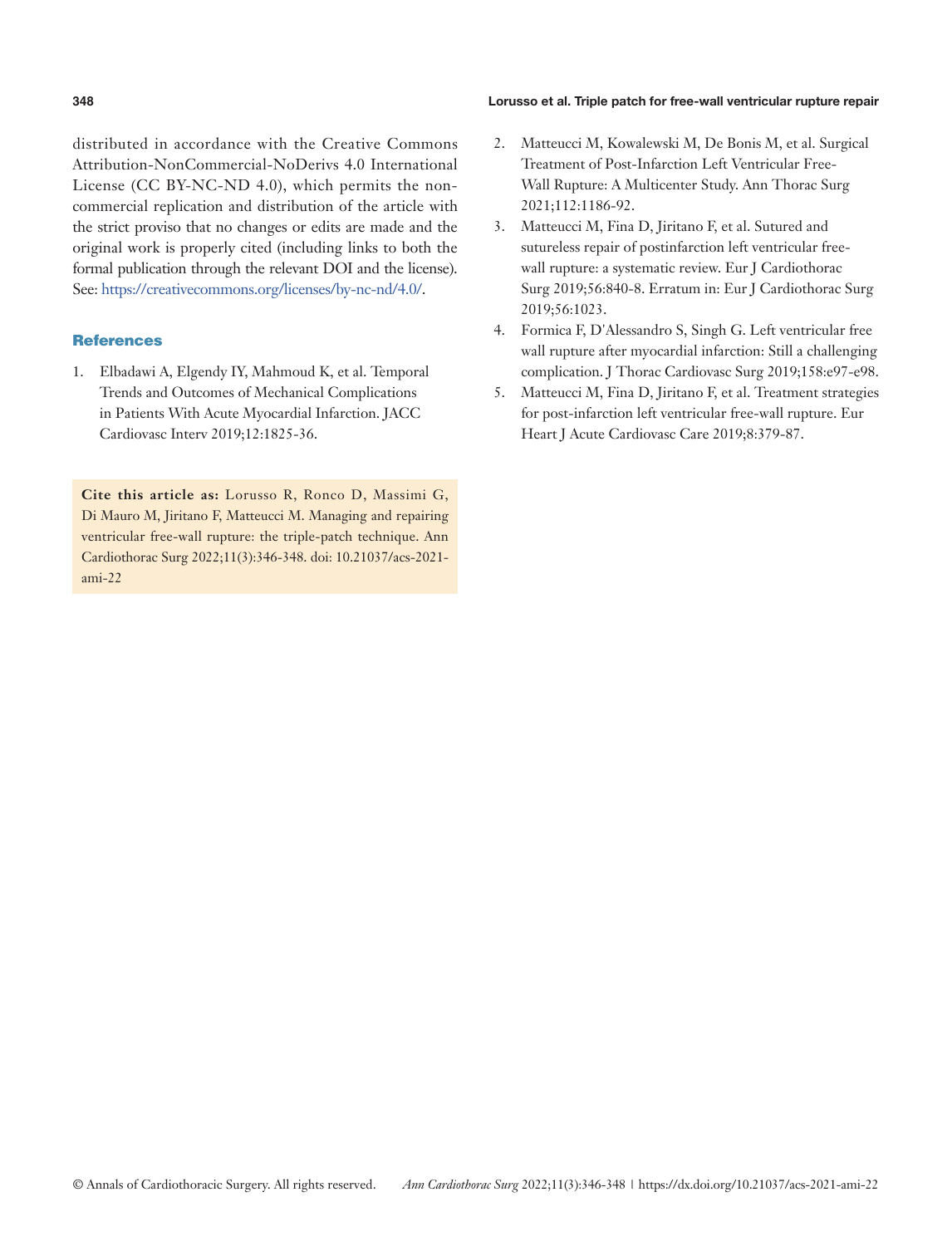distributed in accordance with the Creative Commons Attribution-NonCommercial-NoDerivs 4.0 International License (CC BY-NC-ND 4.0), which permits the non-commercial replication and distribution of the article with the strict proviso that no changes or edits are made and the original work is properly cited (including links to both the formal publication through the relevant DOI and the license). See: https://creativecommons.org/licenses/by-nc-nd/4.0/.

## References

1. Elbadawi A, Elgendy IY, Mahmoud K, et al. Temporal Trends and Outcomes of Mechanical Complications in Patients With Acute Myocardial Infarction. JACC Cardiovasc Interv 2019;12:1825-36.
2. Matteucci M, Kowalewski M, De Bonis M, et al. Surgical Treatment of Post-Infarction Left Ventricular Free-Wall Rupture: A Multicenter Study. Ann Thorac Surg 2021;112:1186-92.
3. Matteucci M, Fina D, Jiritano F, et al. Sutured and sutureless repair of postinfarction left ventricular free-wall rupture: a systematic review. Eur J Cardiothorac Surg 2019;56:840-8. Erratum in: Eur J Cardiothorac Surg 2019;56:1023.
4. Formica F, D'Alessandro S, Singh G. Left ventricular free wall rupture after myocardial infarction: Still a challenging complication. J Thorac Cardiovasc Surg 2019;158:e97-e98.
5. Matteucci M, Fina D, Jiritano F, et al. Treatment strategies for post-infarction left ventricular free-wall rupture. Eur Heart J Acute Cardiovasc Care 2019;8:379-87.

**Cite this article as:** Lorusso R, Ronco D, Massimi G, Di Mauro M, Jiritano F, Matteucci M. Managing and repairing ventricular free-wall rupture: the triple-patch technique. Ann Cardiothorac Surg 2022;11(3):346-348. doi: 10.21037/acs-2021-ami-22